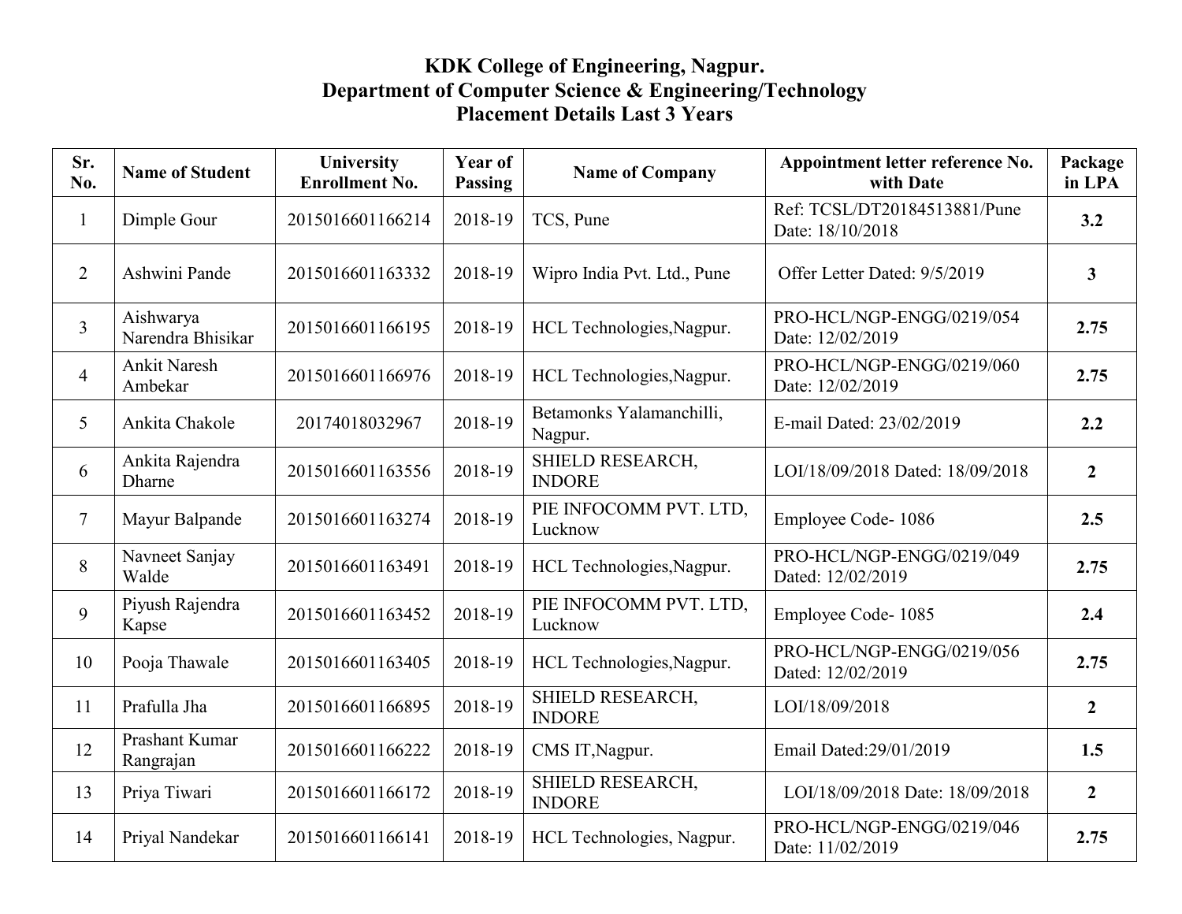# KDK College of Engineering, Nagpur.
## Department of Computer Science & Engineering/Technology
### Placement Details Last 3 Years

| Sr. No. | Name of Student | University Enrollment No. | Year of Passing | Name of Company | Appointment letter reference No. with Date | Package in LPA |
|---|---|---|---|---|---|---|
| 1 | Dimple Gour | 2015016601166214 | 2018-19 | TCS, Pune | Ref: TCSL/DT20184513881/Pune Date: 18/10/2018 | **3.2** |
| 2 | Ashwini Pande | 2015016601163332 | 2018-19 | Wipro India Pvt. Ltd., Pune | Offer Letter Dated: 9/5/2019 | **3** |
| 3 | Aishwarya Narendra Bhisikar | 2015016601166195 | 2018-19 | HCL Technologies,Nagpur. | PRO-HCL/NGP-ENGG/0219/054 Date: 12/02/2019 | **2.75** |
| 4 | Ankit Naresh Ambekar | 2015016601166976 | 2018-19 | HCL Technologies,Nagpur. | PRO-HCL/NGP-ENGG/0219/060 Date: 12/02/2019 | **2.75** |
| 5 | Ankita Chakole | 20174018032967 | 2018-19 | Betamonks Yalamanchilli, Nagpur. | E-mail Dated: 23/02/2019 | **2.2** |
| 6 | Ankita Rajendra Dharne | 2015016601163556 | 2018-19 | SHIELD RESEARCH, INDORE | LOI/18/09/2018 Dated: 18/09/2018 | **2** |
| 7 | Mayur Balpande | 2015016601163274 | 2018-19 | PIE INFOCOMM PVT. LTD, Lucknow | Employee Code- 1086 | **2.5** |
| 8 | Navneet Sanjay Walde | 2015016601163491 | 2018-19 | HCL Technologies,Nagpur. | PRO-HCL/NGP-ENGG/0219/049 Dated: 12/02/2019 | **2.75** |
| 9 | Piyush Rajendra Kapse | 2015016601163452 | 2018-19 | PIE INFOCOMM PVT. LTD, Lucknow | Employee Code- 1085 | **2.4** |
| 10 | Pooja Thawale | 2015016601163405 | 2018-19 | HCL Technologies,Nagpur. | PRO-HCL/NGP-ENGG/0219/056 Dated: 12/02/2019 | **2.75** |
| 11 | Prafulla Jha | 2015016601166895 | 2018-19 | SHIELD RESEARCH, INDORE | LOI/18/09/2018 | **2** |
| 12 | Prashant Kumar Rangrajan | 2015016601166222 | 2018-19 | CMS IT,Nagpur. | Email Dated:29/01/2019 | **1.5** |
| 13 | Priya Tiwari | 2015016601166172 | 2018-19 | SHIELD RESEARCH, INDORE | LOI/18/09/2018 Date: 18/09/2018 | **2** |
| 14 | Priyal Nandekar | 2015016601166141 | 2018-19 | HCL Technologies, Nagpur. | PRO-HCL/NGP-ENGG/0219/046 Date: 11/02/2019 | **2.75** |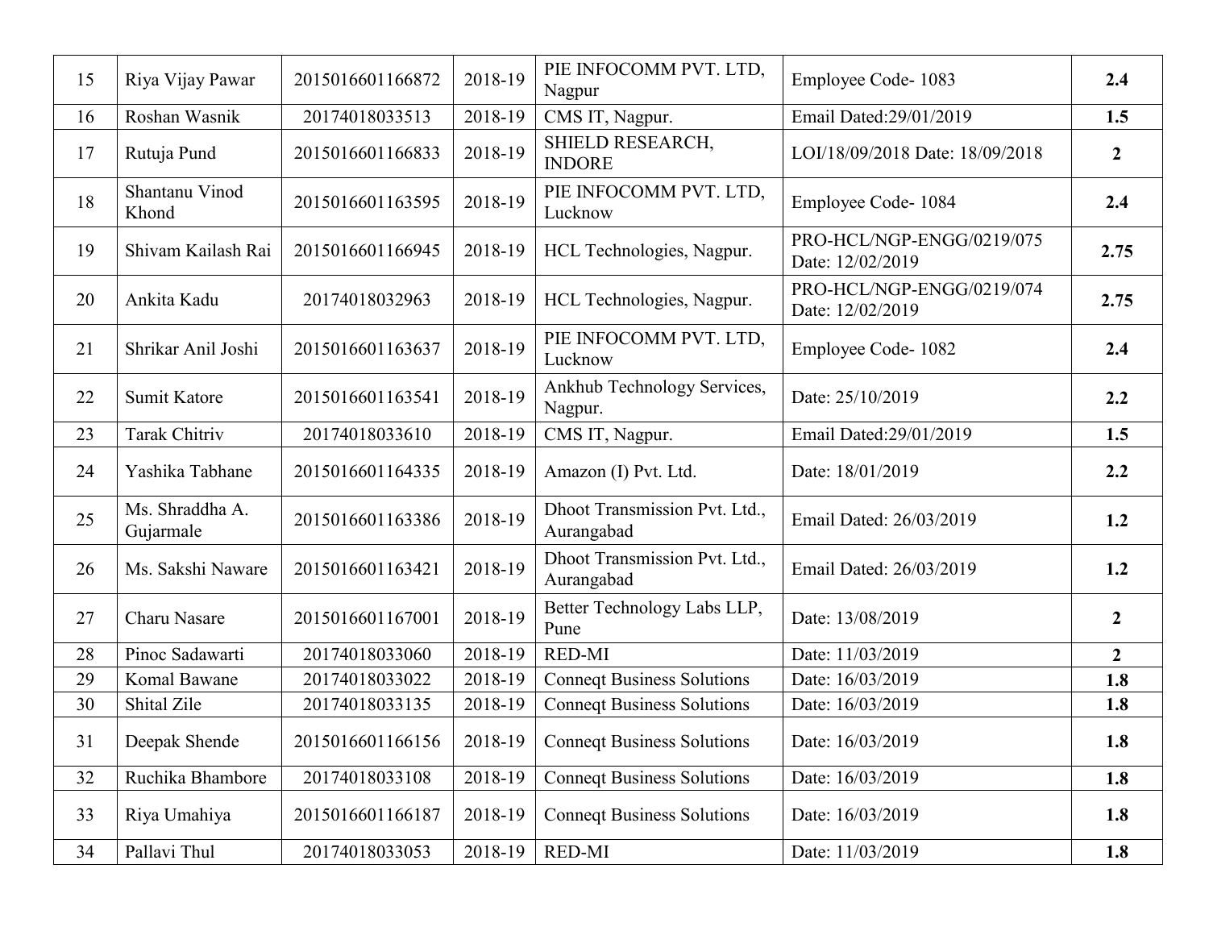| 15 | Riya Vijay Pawar | 2015016601166872 | 2018-19 | PIE INFOCOMM PVT. LTD, Nagpur | Employee Code- 1083 | **2.4** |
|---|---|---|---|---|---|---|
| 16 | Roshan Wasnik | 20174018033513 | 2018-19 | CMS IT, Nagpur. | Email Dated:29/01/2019 | **1.5** |
| 17 | Rutuja Pund | 2015016601166833 | 2018-19 | SHIELD RESEARCH, INDORE | LOI/18/09/2018 Date: 18/09/2018 | **2** |
| 18 | Shantanu Vinod Khond | 2015016601163595 | 2018-19 | PIE INFOCOMM PVT. LTD, Lucknow | Employee Code- 1084 | **2.4** |
| 19 | Shivam Kailash Rai | 2015016601166945 | 2018-19 | HCL Technologies, Nagpur. | PRO-HCL/NGP-ENGG/0219/075 Date: 12/02/2019 | **2.75** |
| 20 | Ankita Kadu | 20174018032963 | 2018-19 | HCL Technologies, Nagpur. | PRO-HCL/NGP-ENGG/0219/074 Date: 12/02/2019 | **2.75** |
| 21 | Shrikar Anil Joshi | 2015016601163637 | 2018-19 | PIE INFOCOMM PVT. LTD, Lucknow | Employee Code- 1082 | **2.4** |
| 22 | Sumit Katore | 2015016601163541 | 2018-19 | Ankhub Technology Services, Nagpur. | Date: 25/10/2019 | **2.2** |
| 23 | Tarak Chitriv | 20174018033610 | 2018-19 | CMS IT, Nagpur. | Email Dated:29/01/2019 | **1.5** |
| 24 | Yashika Tabhane | 2015016601164335 | 2018-19 | Amazon (I) Pvt. Ltd. | Date: 18/01/2019 | **2.2** |
| 25 | Ms. Shraddha A. Gujarmale | 2015016601163386 | 2018-19 | Dhoot Transmission Pvt. Ltd., Aurangabad | Email Dated: 26/03/2019 | **1.2** |
| 26 | Ms. Sakshi Naware | 2015016601163421 | 2018-19 | Dhoot Transmission Pvt. Ltd., Aurangabad | Email Dated: 26/03/2019 | **1.2** |
| 27 | Charu Nasare | 2015016601167001 | 2018-19 | Better Technology Labs LLP, Pune | Date: 13/08/2019 | **2** |
| 28 | Pinoc Sadawarti | 20174018033060 | 2018-19 | RED-MI | Date: 11/03/2019 | **2** |
| 29 | Komal Bawane | 20174018033022 | 2018-19 | Conneqt Business Solutions | Date: 16/03/2019 | **1.8** |
| 30 | Shital Zile | 20174018033135 | 2018-19 | Conneqt Business Solutions | Date: 16/03/2019 | **1.8** |
| 31 | Deepak Shende | 2015016601166156 | 2018-19 | Conneqt Business Solutions | Date: 16/03/2019 | **1.8** |
| 32 | Ruchika Bhambore | 20174018033108 | 2018-19 | Conneqt Business Solutions | Date: 16/03/2019 | **1.8** |
| 33 | Riya Umahiya | 2015016601166187 | 2018-19 | Conneqt Business Solutions | Date: 16/03/2019 | **1.8** |
| 34 | Pallavi Thul | 20174018033053 | 2018-19 | RED-MI | Date: 11/03/2019 | **1.8** |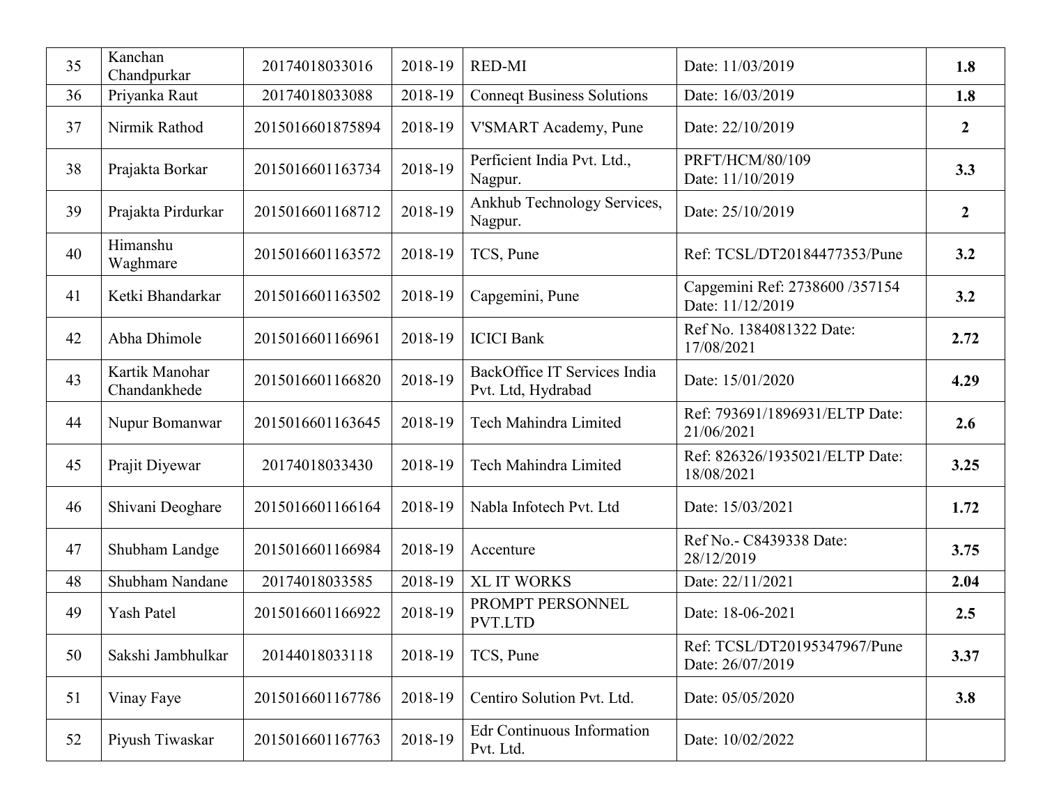| 35 | Kanchan Chandpurkar | 20174018033016 | 2018-19 | RED-MI | Date: 11/03/2019 | **1.8** |
|---|---|---|---|---|---|---|
| 36 | Priyanka Raut | 20174018033088 | 2018-19 | Conneqt Business Solutions | Date: 16/03/2019 | **1.8** |
| 37 | Nirmik Rathod | 2015016601875894 | 2018-19 | V'SMART Academy, Pune | Date: 22/10/2019 | **2** |
| 38 | Prajakta Borkar | 2015016601163734 | 2018-19 | Perficient India Pvt. Ltd., Nagpur. | PRFT/HCM/80/109 Date: 11/10/2019 | **3.3** |
| 39 | Prajakta Pirdurkar | 2015016601168712 | 2018-19 | Ankhub Technology Services, Nagpur. | Date: 25/10/2019 | **2** |
| 40 | Himanshu Waghmare | 2015016601163572 | 2018-19 | TCS, Pune | Ref: TCSL/DT20184477353/Pune | **3.2** |
| 41 | Ketki Bhandarkar | 2015016601163502 | 2018-19 | Capgemini, Pune | Capgemini Ref: 2738600 /357154 Date: 11/12/2019 | **3.2** |
| 42 | Abha Dhimole | 2015016601166961 | 2018-19 | ICICI Bank | Ref No. 1384081322 Date: 17/08/2021 | **2.72** |
| 43 | Kartik Manohar Chandankhede | 2015016601166820 | 2018-19 | BackOffice IT Services India Pvt. Ltd, Hydrabad | Date: 15/01/2020 | **4.29** |
| 44 | Nupur Bomanwar | 2015016601163645 | 2018-19 | Tech Mahindra Limited | Ref: 793691/1896931/ELTP Date: 21/06/2021 | **2.6** |
| 45 | Prajit Diyewar | 20174018033430 | 2018-19 | Tech Mahindra Limited | Ref: 826326/1935021/ELTP Date: 18/08/2021 | **3.25** |
| 46 | Shivani Deoghare | 2015016601166164 | 2018-19 | Nabla Infotech Pvt. Ltd | Date: 15/03/2021 | **1.72** |
| 47 | Shubham Landge | 2015016601166984 | 2018-19 | Accenture | Ref No.- C8439338 Date: 28/12/2019 | **3.75** |
| 48 | Shubham Nandane | 20174018033585 | 2018-19 | XL IT WORKS | Date: 22/11/2021 | **2.04** |
| 49 | Yash Patel | 2015016601166922 | 2018-19 | PROMPT PERSONNEL PVT.LTD | Date: 18-06-2021 | **2.5** |
| 50 | Sakshi Jambhulkar | 20144018033118 | 2018-19 | TCS, Pune | Ref: TCSL/DT20195347967/Pune Date: 26/07/2019 | **3.37** |
| 51 | Vinay Faye | 2015016601167786 | 2018-19 | Centiro Solution Pvt. Ltd. | Date: 05/05/2020 | **3.8** |
| 52 | Piyush Tiwaskar | 2015016601167763 | 2018-19 | Edr Continuous Information Pvt. Ltd. | Date: 10/02/2022 | |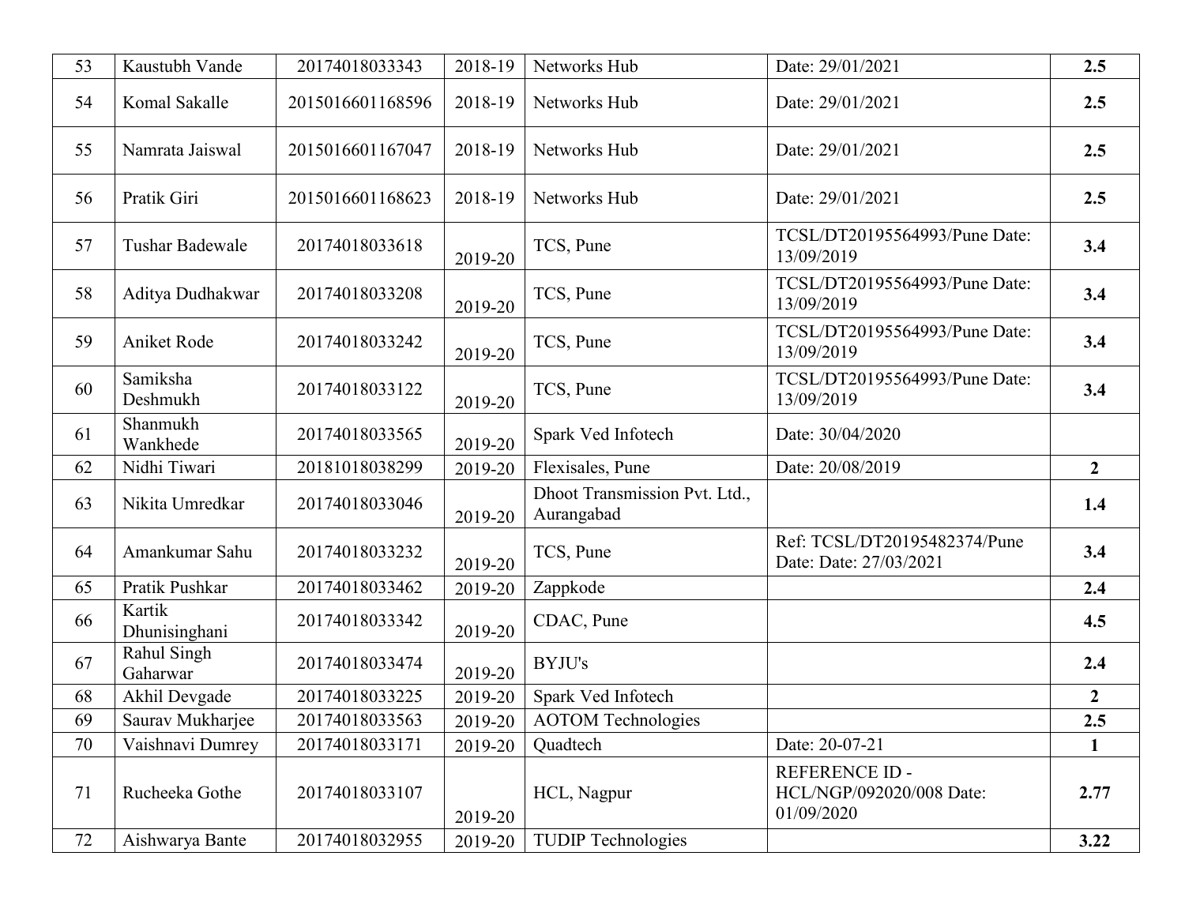| 53 | Kaustubh Vande | 20174018033343 | 2018-19 | Networks Hub | Date: 29/01/2021 | **2.5** |
|---|---|---|---|---|---|---|
| 54 | Komal Sakalle | 2015016601168596 | 2018-19 | Networks Hub | Date: 29/01/2021 | **2.5** |
| 55 | Namrata Jaiswal | 2015016601167047 | 2018-19 | Networks Hub | Date: 29/01/2021 | **2.5** |
| 56 | Pratik Giri | 2015016601168623 | 2018-19 | Networks Hub | Date: 29/01/2021 | **2.5** |
| 57 | Tushar Badewale | 20174018033618 | 2019-20 | TCS, Pune | TCSL/DT20195564993/Pune Date: 13/09/2019 | **3.4** |
| 58 | Aditya Dudhakwar | 20174018033208 | 2019-20 | TCS, Pune | TCSL/DT20195564993/Pune Date: 13/09/2019 | **3.4** |
| 59 | Aniket Rode | 20174018033242 | 2019-20 | TCS, Pune | TCSL/DT20195564993/Pune Date: 13/09/2019 | **3.4** |
| 60 | Samiksha Deshmukh | 20174018033122 | 2019-20 | TCS, Pune | TCSL/DT20195564993/Pune Date: 13/09/2019 | **3.4** |
| 61 | Shanmukh Wankhede | 20174018033565 | 2019-20 | Spark Ved Infotech | Date: 30/04/2020 | |
| 62 | Nidhi Tiwari | 20181018038299 | 2019-20 | Flexisales, Pune | Date: 20/08/2019 | **2** |
| 63 | Nikita Umredkar | 20174018033046 | 2019-20 | Dhoot Transmission Pvt. Ltd., Aurangabad | | **1.4** |
| 64 | Amankumar Sahu | 20174018033232 | 2019-20 | TCS, Pune | Ref: TCSL/DT20195482374/Pune Date: Date: 27/03/2021 | **3.4** |
| 65 | Pratik Pushkar | 20174018033462 | 2019-20 | Zappkode | | **2.4** |
| 66 | Kartik Dhunisinghani | 20174018033342 | 2019-20 | CDAC, Pune | | **4.5** |
| 67 | Rahul Singh Gaharwar | 20174018033474 | 2019-20 | BYJU's | | **2.4** |
| 68 | Akhil Devgade | 20174018033225 | 2019-20 | Spark Ved Infotech | | **2** |
| 69 | Saurav Mukharjee | 20174018033563 | 2019-20 | AOTOM Technologies | | **2.5** |
| 70 | Vaishnavi Dumrey | 20174018033171 | 2019-20 | Quadtech | Date: 20-07-21 | **1** |
| 71 | Rucheeka Gothe | 20174018033107 | 2019-20 | HCL, Nagpur | REFERENCE ID - HCL/NGP/092020/008 Date: 01/09/2020 | **2.77** |
| 72 | Aishwarya Bante | 20174018032955 | 2019-20 | TUDIP Technologies | | **3.22** |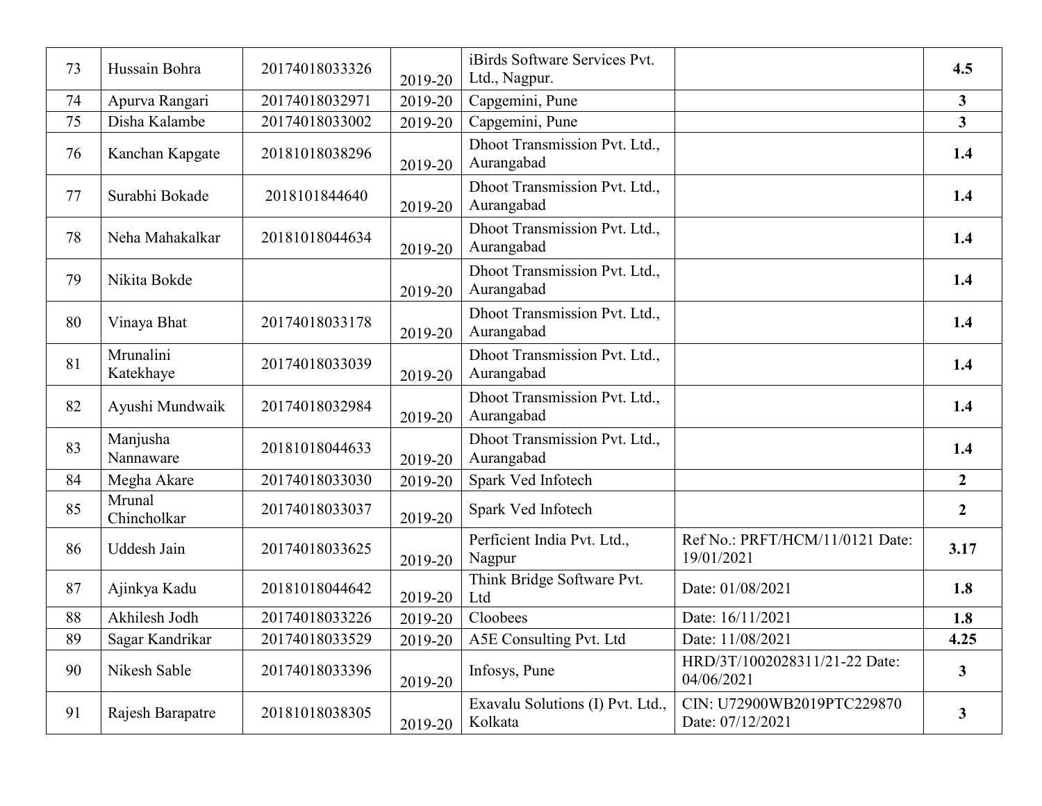| 73 | Hussain Bohra | 20174018033326 | 2019-20 | iBirds Software Services Pvt. Ltd., Nagpur. | | **4.5** |
|---|---|---|---|---|---|---|
| 74 | Apurva Rangari | 20174018032971 | 2019-20 | Capgemini, Pune | | **3** |
| 75 | Disha Kalambe | 20174018033002 | 2019-20 | Capgemini, Pune | | **3** |
| 76 | Kanchan Kapgate | 20181018038296 | 2019-20 | Dhoot Transmission Pvt. Ltd., Aurangabad | | **1.4** |
| 77 | Surabhi Bokade | 2018101844640 | 2019-20 | Dhoot Transmission Pvt. Ltd., Aurangabad | | **1.4** |
| 78 | Neha Mahakalkar | 20181018044634 | 2019-20 | Dhoot Transmission Pvt. Ltd., Aurangabad | | **1.4** |
| 79 | Nikita Bokde | | 2019-20 | Dhoot Transmission Pvt. Ltd., Aurangabad | | **1.4** |
| 80 | Vinaya Bhat | 20174018033178 | 2019-20 | Dhoot Transmission Pvt. Ltd., Aurangabad | | **1.4** |
| 81 | Mrunalini Katekhaye | 20174018033039 | 2019-20 | Dhoot Transmission Pvt. Ltd., Aurangabad | | **1.4** |
| 82 | Ayushi Mundwaik | 20174018032984 | 2019-20 | Dhoot Transmission Pvt. Ltd., Aurangabad | | **1.4** |
| 83 | Manjusha Nannaware | 20181018044633 | 2019-20 | Dhoot Transmission Pvt. Ltd., Aurangabad | | **1.4** |
| 84 | Megha Akare | 20174018033030 | 2019-20 | Spark Ved Infotech | | **2** |
| 85 | Mrunal Chincholkar | 20174018033037 | 2019-20 | Spark Ved Infotech | | **2** |
| 86 | Uddesh Jain | 20174018033625 | 2019-20 | Perficient India Pvt. Ltd., Nagpur | Ref No.: PRFT/HCM/11/0121 Date: 19/01/2021 | **3.17** |
| 87 | Ajinkya Kadu | 20181018044642 | 2019-20 | Think Bridge Software Pvt. Ltd | Date: 01/08/2021 | **1.8** |
| 88 | Akhilesh Jodh | 20174018033226 | 2019-20 | Cloobees | Date: 16/11/2021 | **1.8** |
| 89 | Sagar Kandrikar | 20174018033529 | 2019-20 | A5E Consulting Pvt. Ltd | Date: 11/08/2021 | **4.25** |
| 90 | Nikesh Sable | 20174018033396 | 2019-20 | Infosys, Pune | HRD/3T/1002028311/21-22 Date: 04/06/2021 | **3** |
| 91 | Rajesh Barapatre | 20181018038305 | 2019-20 | Exavalu Solutions (I) Pvt. Ltd., Kolkata | CIN: U72900WB2019PTC229870 Date: 07/12/2021 | **3** |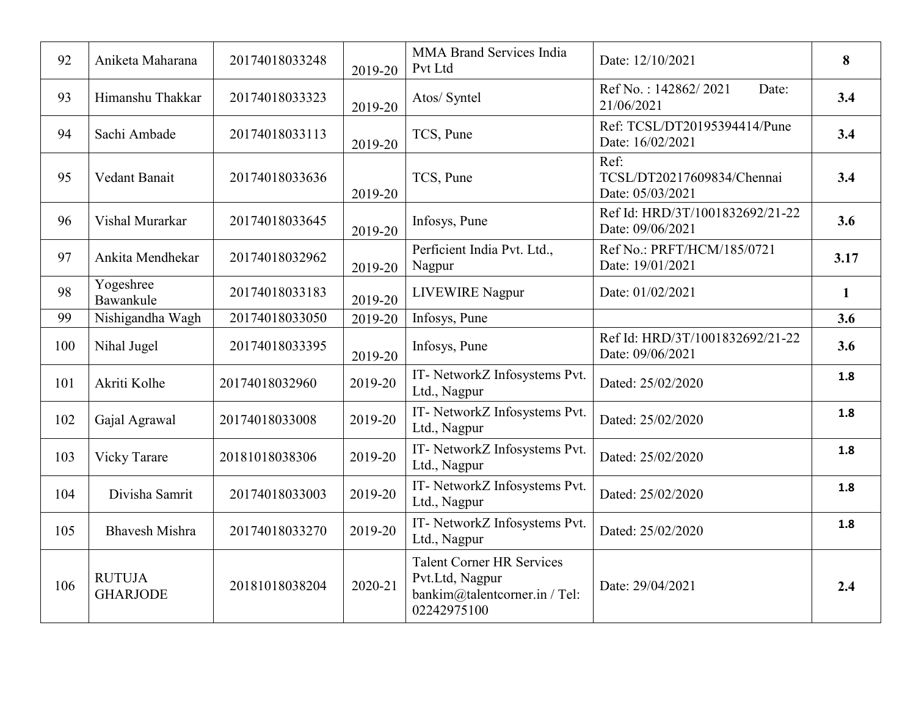| 92 | Aniketa Maharana | 20174018033248 | 2019-20 | MMA Brand Services India Pvt Ltd | Date: 12/10/2021 | **8** |
|---|---|---|---|---|---|---|
| 93 | Himanshu Thakkar | 20174018033323 | 2019-20 | Atos/ Syntel | Ref No. : 142862/ 2021 Date: 21/06/2021 | **3.4** |
| 94 | Sachi Ambade | 20174018033113 | 2019-20 | TCS, Pune | Ref: TCSL/DT20195394414/Pune Date: 16/02/2021 | **3.4** |
| 95 | Vedant Banait | 20174018033636 | 2019-20 | TCS, Pune | Ref: TCSL/DT20217609834/Chennai Date: 05/03/2021 | **3.4** |
| 96 | Vishal Murarkar | 20174018033645 | 2019-20 | Infosys, Pune | Ref Id: HRD/3T/1001832692/21-22 Date: 09/06/2021 | **3.6** |
| 97 | Ankita Mendhekar | 20174018032962 | 2019-20 | Perficient India Pvt. Ltd., Nagpur | Ref No.: PRFT/HCM/185/0721 Date: 19/01/2021 | **3.17** |
| 98 | Yogeshree Bawankule | 20174018033183 | 2019-20 | LIVEWIRE Nagpur | Date: 01/02/2021 | **1** |
| 99 | Nishigandha Wagh | 20174018033050 | 2019-20 | Infosys, Pune | | **3.6** |
| 100 | Nihal Jugel | 20174018033395 | 2019-20 | Infosys, Pune | Ref Id: HRD/3T/1001832692/21-22 Date: 09/06/2021 | **3.6** |
| 101 | Akriti Kolhe | 20174018032960 | 2019-20 | IT- NetworkZ Infosystems Pvt. Ltd., Nagpur | Dated: 25/02/2020 | **1.8** |
| 102 | Gajal Agrawal | 20174018033008 | 2019-20 | IT- NetworkZ Infosystems Pvt. Ltd., Nagpur | Dated: 25/02/2020 | **1.8** |
| 103 | Vicky Tarare | 20181018038306 | 2019-20 | IT- NetworkZ Infosystems Pvt. Ltd., Nagpur | Dated: 25/02/2020 | **1.8** |
| 104 | Divisha Samrit | 20174018033003 | 2019-20 | IT- NetworkZ Infosystems Pvt. Ltd., Nagpur | Dated: 25/02/2020 | **1.8** |
| 105 | Bhavesh Mishra | 20174018033270 | 2019-20 | IT- NetworkZ Infosystems Pvt. Ltd., Nagpur | Dated: 25/02/2020 | **1.8** |
| 106 | RUTUJA GHARJODE | 20181018038204 | 2020-21 | Talent Corner HR Services Pvt.Ltd, Nagpur bankim@talentcorner.in / Tel: 02242975100 | Date: 29/04/2021 | **2.4** |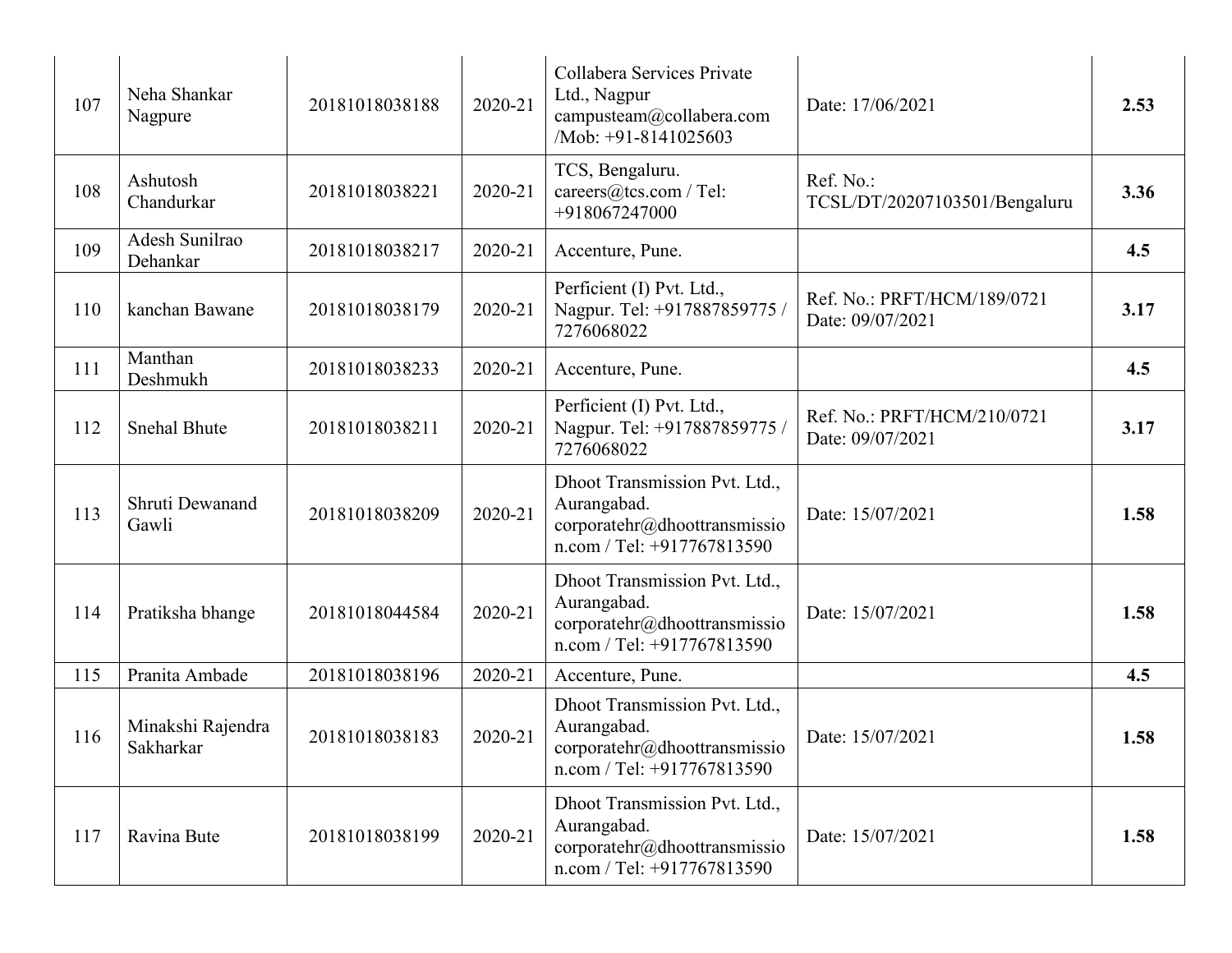| | | | | | | |
|---|---|---|---|---|---|---|
| 107 | Neha Shankar Nagpure | 20181018038188 | 2020-21 | Collabera Services Private Ltd., Nagpur campusteam@collabera.com /Mob: +91-8141025603 | Date: 17/06/2021 | **2.53** |
| 108 | Ashutosh Chandurkar | 20181018038221 | 2020-21 | TCS, Bengaluru. careers@tcs.com / Tel: +918067247000 | Ref. No.: TCSL/DT/20207103501/Bengaluru | **3.36** |
| 109 | Adesh Sunilrao Dehankar | 20181018038217 | 2020-21 | Accenture, Pune. | | **4.5** |
| 110 | kanchan Bawane | 20181018038179 | 2020-21 | Perficient (I) Pvt. Ltd., Nagpur. Tel: +917887859775 / 7276068022 | Ref. No.: PRFT/HCM/189/0721 Date: 09/07/2021 | **3.17** |
| 111 | Manthan Deshmukh | 20181018038233 | 2020-21 | Accenture, Pune. | | **4.5** |
| 112 | Snehal Bhute | 20181018038211 | 2020-21 | Perficient (I) Pvt. Ltd., Nagpur. Tel: +917887859775 / 7276068022 | Ref. No.: PRFT/HCM/210/0721 Date: 09/07/2021 | **3.17** |
| 113 | Shruti Dewanand Gawli | 20181018038209 | 2020-21 | Dhoot Transmission Pvt. Ltd., Aurangabad. corporatehr@dhoottransmission.com / Tel: +917767813590 | Date: 15/07/2021 | **1.58** |
| 114 | Pratiksha bhange | 20181018044584 | 2020-21 | Dhoot Transmission Pvt. Ltd., Aurangabad. corporatehr@dhoottransmission.com / Tel: +917767813590 | Date: 15/07/2021 | **1.58** |
| 115 | Pranita Ambade | 20181018038196 | 2020-21 | Accenture, Pune. | | **4.5** |
| 116 | Minakshi Rajendra Sakharkar | 20181018038183 | 2020-21 | Dhoot Transmission Pvt. Ltd., Aurangabad. corporatehr@dhoottransmission.com / Tel: +917767813590 | Date: 15/07/2021 | **1.58** |
| 117 | Ravina Bute | 20181018038199 | 2020-21 | Dhoot Transmission Pvt. Ltd., Aurangabad. corporatehr@dhoottransmission.com / Tel: +917767813590 | Date: 15/07/2021 | **1.58** |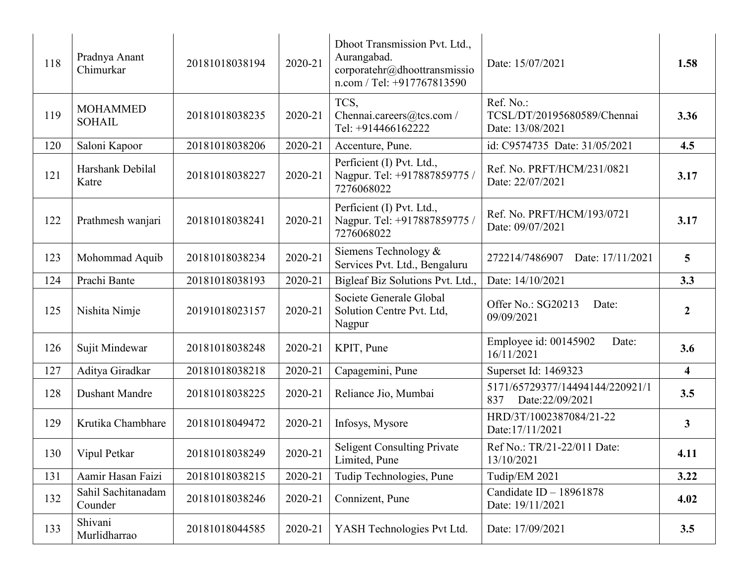| 118 | Pradnya Anant Chimurkar | 20181018038194 | 2020-21 | Dhoot Transmission Pvt. Ltd., Aurangabad. corporatehr@dhoottransmission.com / Tel: +917767813590 | Date: 15/07/2021 | **1.58** |
|---|---|---|---|---|---|---|
| 119 | MOHAMMED SOHAIL | 20181018038235 | 2020-21 | TCS, Chennai.careers@tcs.com / Tel: +914466162222 | Ref. No.: TCSL/DT/20195680589/Chennai Date: 13/08/2021 | **3.36** |
| 120 | Saloni Kapoor | 20181018038206 | 2020-21 | Accenture, Pune. | id: C9574735 Date: 31/05/2021 | **4.5** |
| 121 | Harshank Debilal Katre | 20181018038227 | 2020-21 | Perficient (I) Pvt. Ltd., Nagpur. Tel: +917887859775 / 7276068022 | Ref. No. PRFT/HCM/231/0821 Date: 22/07/2021 | **3.17** |
| 122 | Prathmesh wanjari | 20181018038241 | 2020-21 | Perficient (I) Pvt. Ltd., Nagpur. Tel: +917887859775 / 7276068022 | Ref. No. PRFT/HCM/193/0721 Date: 09/07/2021 | **3.17** |
| 123 | Mohommad Aquib | 20181018038234 | 2020-21 | Siemens Technology & Services Pvt. Ltd., Bengaluru | 272214/7486907 Date: 17/11/2021 | **5** |
| 124 | Prachi Bante | 20181018038193 | 2020-21 | Bigleaf Biz Solutions Pvt. Ltd., | Date: 14/10/2021 | **3.3** |
| 125 | Nishita Nimje | 20191018023157 | 2020-21 | Societe Generale Global Solution Centre Pvt. Ltd, Nagpur | Offer No.: SG20213 Date: 09/09/2021 | **2** |
| 126 | Sujit Mindewar | 20181018038248 | 2020-21 | KPIT, Pune | Employee id: 00145902 Date: 16/11/2021 | **3.6** |
| 127 | Aditya Giradkar | 20181018038218 | 2020-21 | Capagemini, Pune | Superset Id: 1469323 | **4** |
| 128 | Dushant Mandre | 20181018038225 | 2020-21 | Reliance Jio, Mumbai | 5171/65729377/14494144/220921/1837 Date:22/09/2021 | **3.5** |
| 129 | Krutika Chambhare | 20181018049472 | 2020-21 | Infosys, Mysore | HRD/3T/1002387084/21-22 Date:17/11/2021 | **3** |
| 130 | Vipul Petkar | 20181018038249 | 2020-21 | Seligent Consulting Private Limited, Pune | Ref No.: TR/21-22/011 Date: 13/10/2021 | **4.11** |
| 131 | Aamir Hasan Faizi | 20181018038215 | 2020-21 | Tudip Technologies, Pune | Tudip/EM 2021 | **3.22** |
| 132 | Sahil Sachitanadam Counder | 20181018038246 | 2020-21 | Connizent, Pune | Candidate ID – 18961878 Date: 19/11/2021 | **4.02** |
| 133 | Shivani Murlidharrao | 20181018044585 | 2020-21 | YASH Technologies Pvt Ltd. | Date: 17/09/2021 | **3.5** |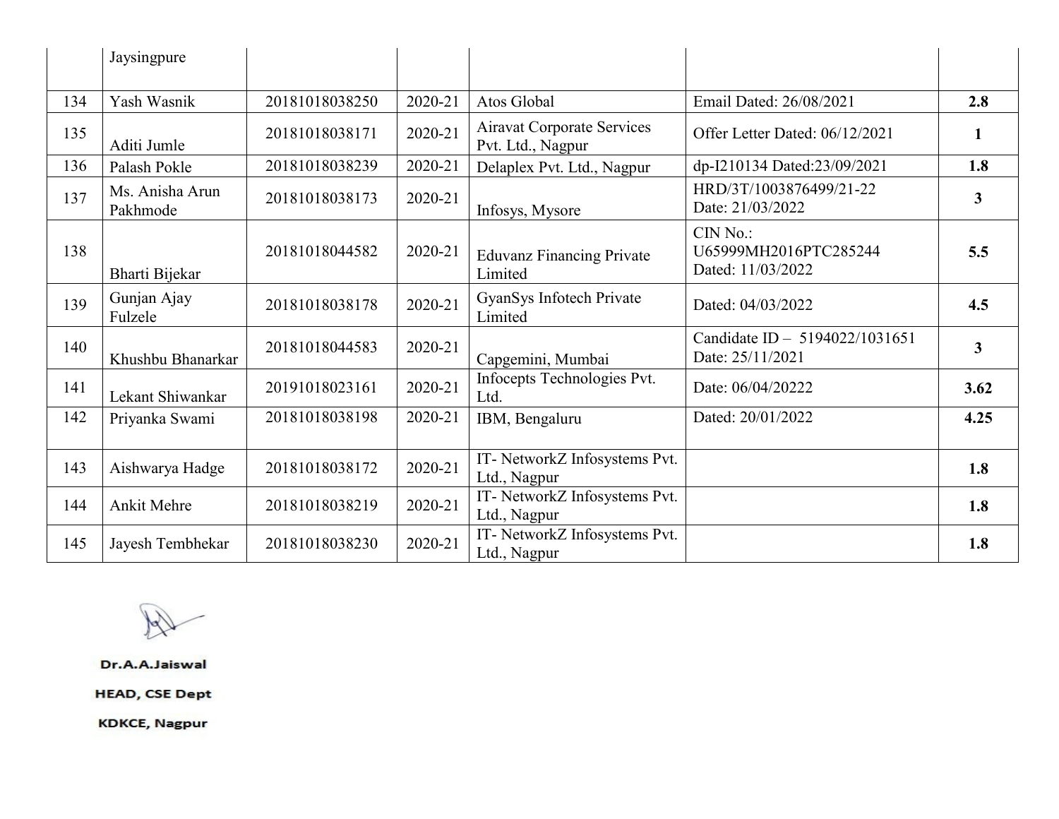| | | | | | | |
|---|---|---|---|---|---|---|
| | Jaysingpure | | | | | |
| 134 | Yash Wasnik | 20181018038250 | 2020-21 | Atos Global | Email Dated: 26/08/2021 | **2.8** |
| 135 | Aditi Jumle | 20181018038171 | 2020-21 | Airavat Corporate Services Pvt. Ltd., Nagpur | Offer Letter Dated: 06/12/2021 | **1** |
| 136 | Palash Pokle | 20181018038239 | 2020-21 | Delaplex Pvt. Ltd., Nagpur | dp-I210134 Dated:23/09/2021 | **1.8** |
| 137 | Ms. Anisha Arun Pakhmode | 20181018038173 | 2020-21 | Infosys, Mysore | HRD/3T/1003876499/21-22 Date: 21/03/2022 | **3** |
| 138 | Bharti Bijekar | 20181018044582 | 2020-21 | Eduvanz Financing Private Limited | CIN No.: U65999MH2016PTC285244 Dated: 11/03/2022 | **5.5** |
| 139 | Gunjan Ajay Fulzele | 20181018038178 | 2020-21 | GyanSys Infotech Private Limited | Dated: 04/03/2022 | **4.5** |
| 140 | Khushbu Bhanarkar | 20181018044583 | 2020-21 | Capgemini, Mumbai | Candidate ID – 5194022/1031651 Date: 25/11/2021 | **3** |
| 141 | Lekant Shiwankar | 20191018023161 | 2020-21 | Infocepts Technologies Pvt. Ltd. | Date: 06/04/20222 | **3.62** |
| 142 | Priyanka Swami | 20181018038198 | 2020-21 | IBM, Bengaluru | Dated: 20/01/2022 | **4.25** |
| 143 | Aishwarya Hadge | 20181018038172 | 2020-21 | IT- NetworkZ Infosystems Pvt. Ltd., Nagpur | | **1.8** |
| 144 | Ankit Mehre | 20181018038219 | 2020-21 | IT- NetworkZ Infosystems Pvt. Ltd., Nagpur | | **1.8** |
| 145 | Jayesh Tembhekar | 20181018038230 | 2020-21 | IT- NetworkZ Infosystems Pvt. Ltd., Nagpur | | **1.8** |

**Dr.A.A.Jaiswal**

**HEAD, CSE Dept**

**KDKCE, Nagpur**